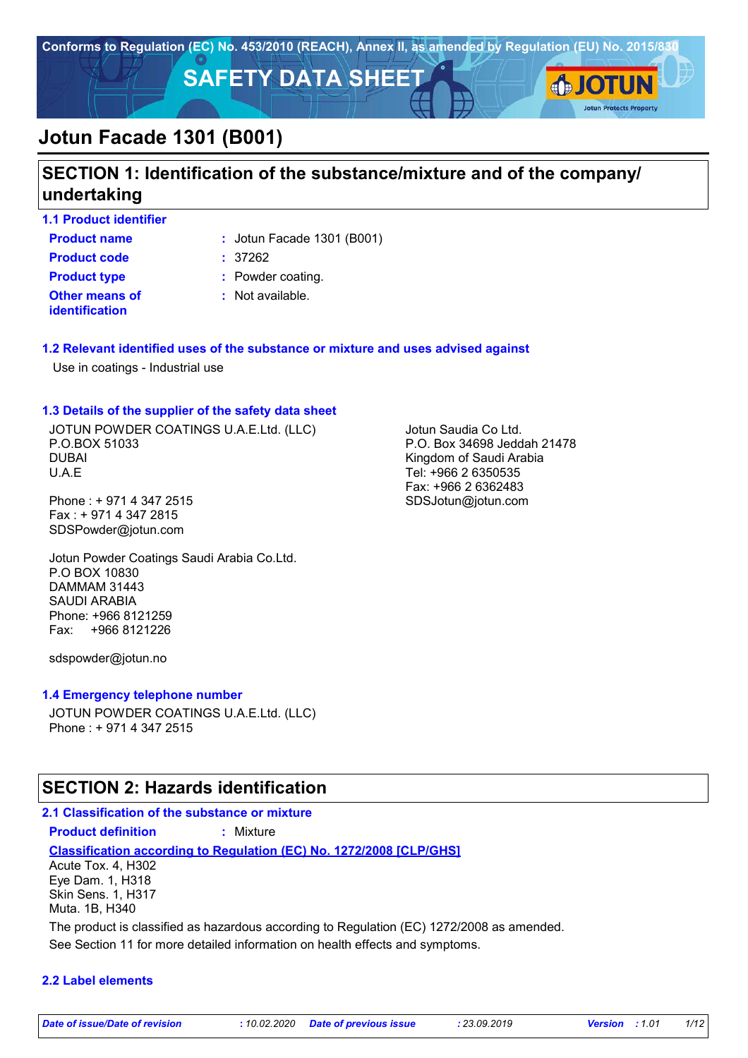Conforms to Regulation (EC) No. 453/2010 (REACH), Annex II, as amended by Regulation (EU) No. 2015/830

# SAFETY DATA SHEET

# Jotun Facade 1301 (B001)

## SECTION 1: Identification of the substance/mixture and of the company/ undertaking

### 1.1 Product identifier

**Product name** : Jotun Facade 1301 (B001)

**Product code** : 37262

**Product type** : Powder coating.

**Other means of identification** : Not available.

### 1.2 Relevant identified uses of the substance or mixture and uses advised against

Use in coatings - Industrial use

### 1.3 Details of the supplier of the safety data sheet

JOTUN POWDER COATINGS U.A.E.Ltd. (LLC)
P.O.BOX 51033
DUBAI
U.A.E

Phone : + 971 4 347 2515
Fax : + 971 4 347 2815
SDSPowder@jotun.com

Jotun Saudia Co Ltd.
P.O. Box 34698 Jeddah 21478
Kingdom of Saudi Arabia
Tel: +966 2 6350535
Fax: +966 2 6362483
SDSJotun@jotun.com

Jotun Powder Coatings Saudi Arabia Co.Ltd.
P.O BOX 10830
DAMMAM 31443
SAUDI ARABIA
Phone: +966 8121259
Fax: +966 8121226

sdspowder@jotun.no

### 1.4 Emergency telephone number

JOTUN POWDER COATINGS U.A.E.Ltd. (LLC)
Phone : + 971 4 347 2515

## SECTION 2: Hazards identification

### 2.1 Classification of the substance or mixture

**Product definition** : Mixture

**Classification according to Regulation (EC) No. 1272/2008 [CLP/GHS]**

Acute Tox. 4, H302
Eye Dam. 1, H318
Skin Sens. 1, H317
Muta. 1B, H340

The product is classified as hazardous according to Regulation (EC) 1272/2008 as amended.

See Section 11 for more detailed information on health effects and symptoms.

### 2.2 Label elements

*Date of issue/Date of revision* : 10.02.2020 *Date of previous issue* : 23.09.2019 *Version* : 1.01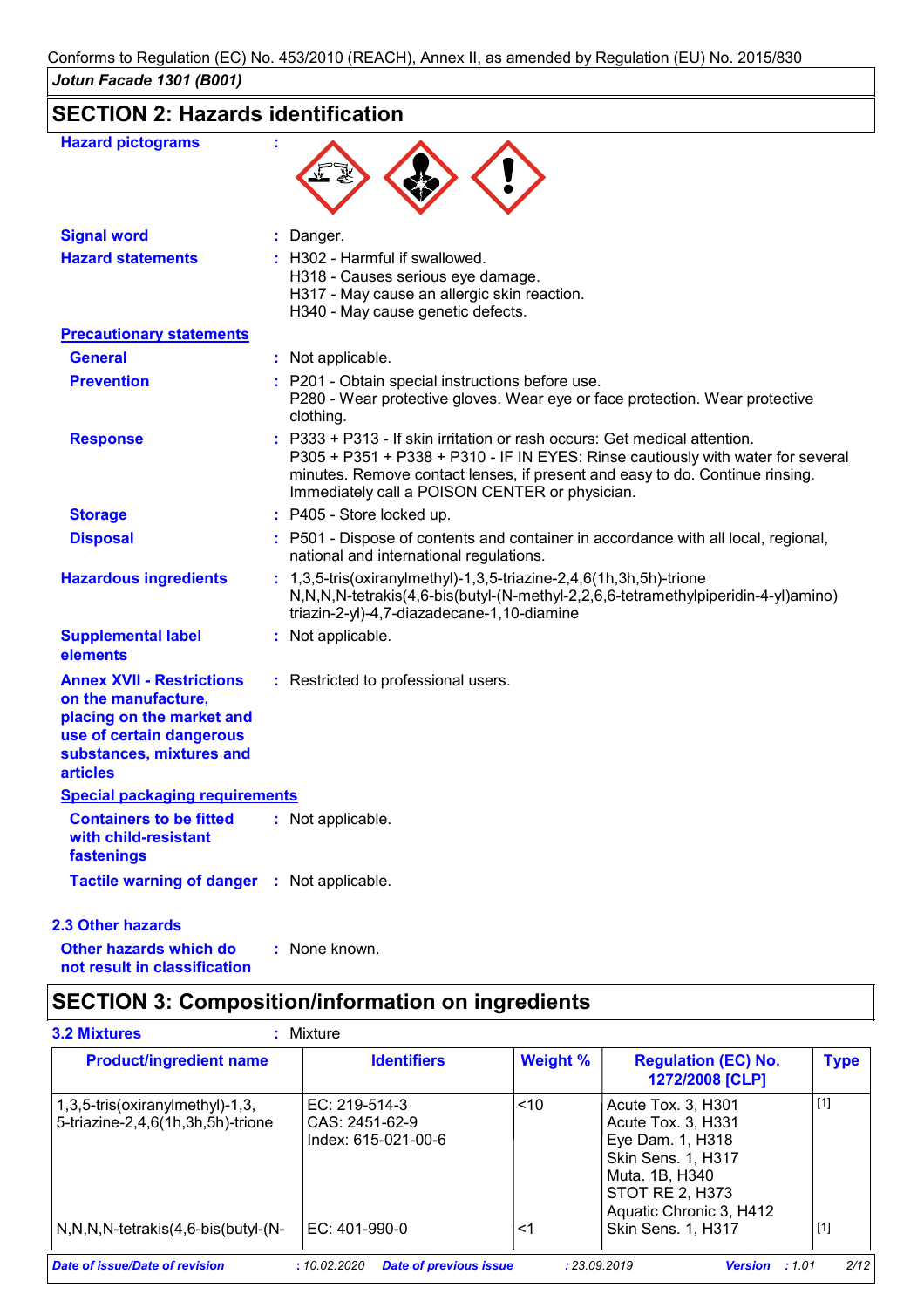## SECTION 2: Hazards identification

**Hazard pictograms** :

**Signal word** : Danger.

**Hazard statements** : H302 - Harmful if swallowed.
H318 - Causes serious eye damage.
H317 - May cause an allergic skin reaction.
H340 - May cause genetic defects.

**Precautionary statements**

**General** : Not applicable.

**Prevention** : P201 - Obtain special instructions before use.
P280 - Wear protective gloves. Wear eye or face protection. Wear protective clothing.

**Response** : P333 + P313 - If skin irritation or rash occurs: Get medical attention.
P305 + P351 + P338 + P310 - IF IN EYES: Rinse cautiously with water for several minutes. Remove contact lenses, if present and easy to do. Continue rinsing. Immediately call a POISON CENTER or physician.

**Storage** : P405 - Store locked up.

**Disposal** : P501 - Dispose of contents and container in accordance with all local, regional, national and international regulations.

**Hazardous ingredients** : 1,3,5-tris(oxiranylmethyl)-1,3,5-triazine-2,4,6(1h,3h,5h)-trione
N,N,N,N-tetrakis(4,6-bis(butyl-(N-methyl-2,2,6,6-tetramethylpiperidin-4-yl)amino) triazin-2-yl)-4,7-diazadecane-1,10-diamine

**Supplemental label elements** : Not applicable.

**Annex XVII - Restrictions on the manufacture, placing on the market and use of certain dangerous substances, mixtures and articles** : Restricted to professional users.

**Special packaging requirements**

**Containers to be fitted with child-resistant fastenings** : Not applicable.

**Tactile warning of danger** : Not applicable.

### 2.3 Other hazards

**Other hazards which do not result in classification** : None known.

## SECTION 3: Composition/information on ingredients

### 3.2 Mixtures : Mixture

| Product/ingredient name | Identifiers | Weight % | Regulation (EC) No. 1272/2008 [CLP] | Type |
|---|---|---|---|---|
| 1,3,5-tris(oxiranylmethyl)-1,3,5-triazine-2,4,6(1h,3h,5h)-trione | EC: 219-514-3<br>CAS: 2451-62-9<br>Index: 615-021-00-6 | <10 | Acute Tox. 3, H301<br>Acute Tox. 3, H331<br>Eye Dam. 1, H318<br>Skin Sens. 1, H317<br>Muta. 1B, H340<br>STOT RE 2, H373<br>Aquatic Chronic 3, H412 | [1] |
| N,N,N,N-tetrakis(4,6-bis(butyl-(N- | EC: 401-990-0 | <1 | Skin Sens. 1, H317 | [1] |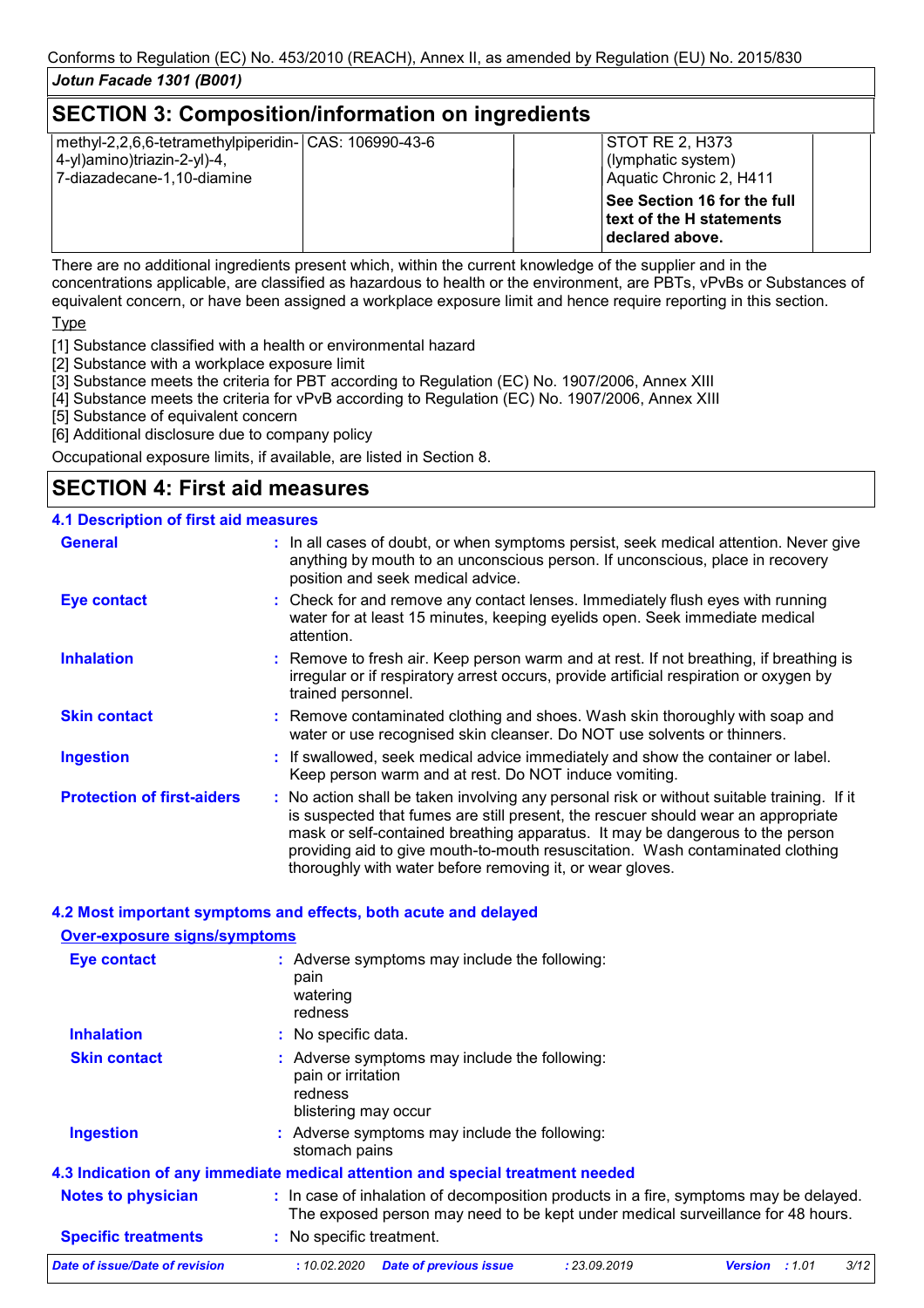## SECTION 3: Composition/information on ingredients

| | | | | |
|---|---|---|---|---|
| methyl-2,2,6,6-tetramethylpiperidin-4-yl)amino)triazin-2-yl)-4,7-diazadecane-1,10-diamine | CAS: 106990-43-6 | | STOT RE 2, H373 (lymphatic system) Aquatic Chronic 2, H411 **See Section 16 for the full text of the H statements declared above.** | |

There are no additional ingredients present which, within the current knowledge of the supplier and in the concentrations applicable, are classified as hazardous to health or the environment, are PBTs, vPvBs or Substances of equivalent concern, or have been assigned a workplace exposure limit and hence require reporting in this section.

Type

[1] Substance classified with a health or environmental hazard
[2] Substance with a workplace exposure limit
[3] Substance meets the criteria for PBT according to Regulation (EC) No. 1907/2006, Annex XIII
[4] Substance meets the criteria for vPvB according to Regulation (EC) No. 1907/2006, Annex XIII
[5] Substance of equivalent concern
[6] Additional disclosure due to company policy

Occupational exposure limits, if available, are listed in Section 8.

## SECTION 4: First aid measures

### 4.1 Description of first aid measures

**General** : In all cases of doubt, or when symptoms persist, seek medical attention. Never give anything by mouth to an unconscious person. If unconscious, place in recovery position and seek medical advice.

**Eye contact** : Check for and remove any contact lenses. Immediately flush eyes with running water for at least 15 minutes, keeping eyelids open. Seek immediate medical attention.

**Inhalation** : Remove to fresh air. Keep person warm and at rest. If not breathing, if breathing is irregular or if respiratory arrest occurs, provide artificial respiration or oxygen by trained personnel.

**Skin contact** : Remove contaminated clothing and shoes. Wash skin thoroughly with soap and water or use recognised skin cleanser. Do NOT use solvents or thinners.

**Ingestion** : If swallowed, seek medical advice immediately and show the container or label. Keep person warm and at rest. Do NOT induce vomiting.

**Protection of first-aiders** : No action shall be taken involving any personal risk or without suitable training. If it is suspected that fumes are still present, the rescuer should wear an appropriate mask or self-contained breathing apparatus. It may be dangerous to the person providing aid to give mouth-to-mouth resuscitation. Wash contaminated clothing thoroughly with water before removing it, or wear gloves.

### 4.2 Most important symptoms and effects, both acute and delayed

**Over-exposure signs/symptoms**

**Eye contact** : Adverse symptoms may include the following:
pain
watering
redness

**Inhalation** : No specific data.

**Skin contact** : Adverse symptoms may include the following:
pain or irritation
redness
blistering may occur

**Ingestion** : Adverse symptoms may include the following:
stomach pains

### 4.3 Indication of any immediate medical attention and special treatment needed

**Notes to physician** : In case of inhalation of decomposition products in a fire, symptoms may be delayed. The exposed person may need to be kept under medical surveillance for 48 hours.

**Specific treatments** : No specific treatment.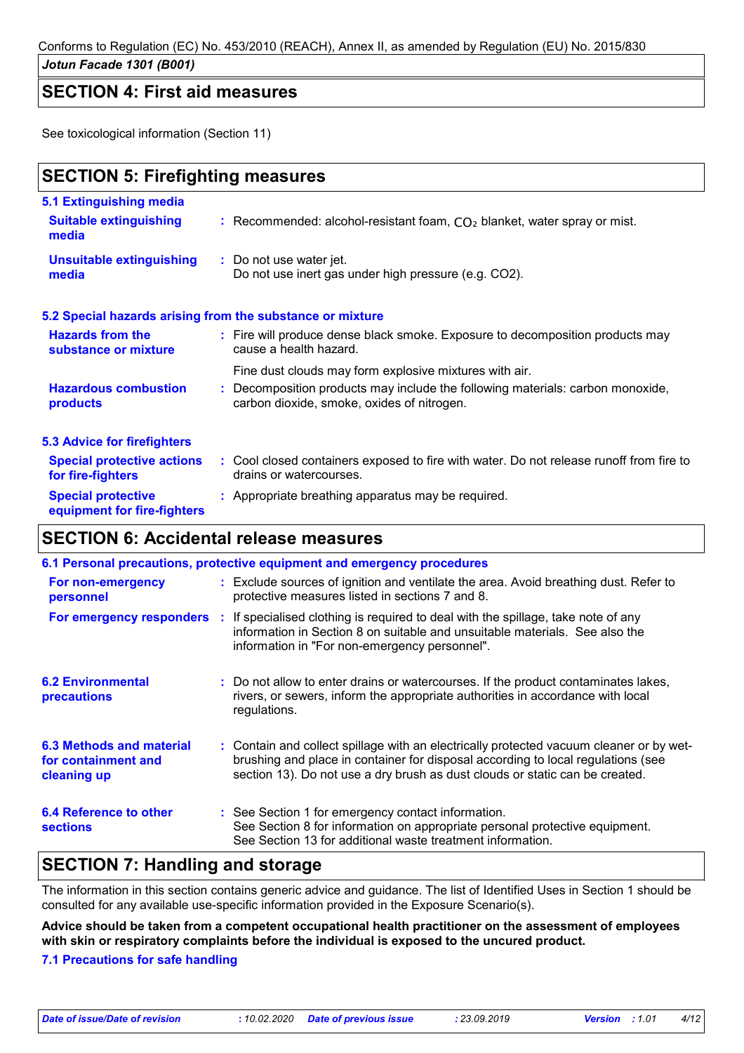## SECTION 4: First aid measures

See toxicological information (Section 11)

## SECTION 5: Firefighting measures

### 5.1 Extinguishing media

| | |
|---|---|
| **Suitable extinguishing media** | : Recommended: alcohol-resistant foam, $CO_2$ blanket, water spray or mist. |
| **Unsuitable extinguishing media** | : Do not use water jet.<br>Do not use inert gas under high pressure (e.g. CO2). |

### 5.2 Special hazards arising from the substance or mixture

| | |
|---|---|
| **Hazards from the substance or mixture** | : Fire will produce dense black smoke. Exposure to decomposition products may cause a health hazard.<br>Fine dust clouds may form explosive mixtures with air. |
| **Hazardous combustion products** | : Decomposition products may include the following materials: carbon monoxide, carbon dioxide, smoke, oxides of nitrogen. |

### 5.3 Advice for firefighters

| | |
|---|---|
| **Special protective actions for fire-fighters** | : Cool closed containers exposed to fire with water. Do not release runoff from fire to drains or watercourses. |
| **Special protective equipment for fire-fighters** | : Appropriate breathing apparatus may be required. |

## SECTION 6: Accidental release measures

### 6.1 Personal precautions, protective equipment and emergency procedures

| | |
|---|---|
| **For non-emergency personnel** | : Exclude sources of ignition and ventilate the area. Avoid breathing dust. Refer to protective measures listed in sections 7 and 8. |
| **For emergency responders** | : If specialised clothing is required to deal with the spillage, take note of any information in Section 8 on suitable and unsuitable materials. See also the information in "For non-emergency personnel". |

| | |
|---|---|
| **6.2 Environmental precautions** | : Do not allow to enter drains or watercourses. If the product contaminates lakes, rivers, or sewers, inform the appropriate authorities in accordance with local regulations. |
| **6.3 Methods and material for containment and cleaning up** | : Contain and collect spillage with an electrically protected vacuum cleaner or by wet-brushing and place in container for disposal according to local regulations (see section 13). Do not use a dry brush as dust clouds or static can be created. |
| **6.4 Reference to other sections** | : See Section 1 for emergency contact information.<br>See Section 8 for information on appropriate personal protective equipment.<br>See Section 13 for additional waste treatment information. |

## SECTION 7: Handling and storage

The information in this section contains generic advice and guidance. The list of Identified Uses in Section 1 should be consulted for any available use-specific information provided in the Exposure Scenario(s).

**Advice should be taken from a competent occupational health practitioner on the assessment of employees with skin or respiratory complaints before the individual is exposed to the uncured product.**

### 7.1 Precautions for safe handling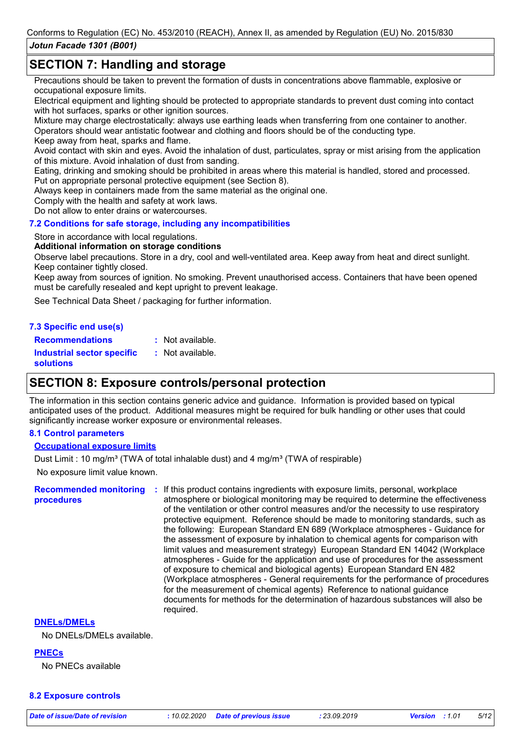## SECTION 7: Handling and storage

Precautions should be taken to prevent the formation of dusts in concentrations above flammable, explosive or occupational exposure limits.
Electrical equipment and lighting should be protected to appropriate standards to prevent dust coming into contact with hot surfaces, sparks or other ignition sources.
Mixture may charge electrostatically: always use earthing leads when transferring from one container to another. Operators should wear antistatic footwear and clothing and floors should be of the conducting type.
Keep away from heat, sparks and flame.
Avoid contact with skin and eyes. Avoid the inhalation of dust, particulates, spray or mist arising from the application of this mixture. Avoid inhalation of dust from sanding.
Eating, drinking and smoking should be prohibited in areas where this material is handled, stored and processed.
Put on appropriate personal protective equipment (see Section 8).
Always keep in containers made from the same material as the original one.
Comply with the health and safety at work laws.
Do not allow to enter drains or watercourses.

### 7.2 Conditions for safe storage, including any incompatibilities

Store in accordance with local regulations.

**Additional information on storage conditions**

Observe label precautions. Store in a dry, cool and well-ventilated area. Keep away from heat and direct sunlight. Keep container tightly closed.
Keep away from sources of ignition. No smoking. Prevent unauthorised access. Containers that have been opened must be carefully resealed and kept upright to prevent leakage.

See Technical Data Sheet / packaging for further information.

### 7.3 Specific end use(s)

**Recommendations** : Not available.

**Industrial sector specific solutions** : Not available.

## SECTION 8: Exposure controls/personal protection

The information in this section contains generic advice and guidance. Information is provided based on typical anticipated uses of the product. Additional measures might be required for bulk handling or other uses that could significantly increase worker exposure or environmental releases.

### 8.1 Control parameters

**Occupational exposure limits**

Dust Limit : 10 mg/m³ (TWA of total inhalable dust) and 4 mg/m³ (TWA of respirable)

No exposure limit value known.

**Recommended monitoring procedures** : If this product contains ingredients with exposure limits, personal, workplace atmosphere or biological monitoring may be required to determine the effectiveness of the ventilation or other control measures and/or the necessity to use respiratory protective equipment. Reference should be made to monitoring standards, such as the following: European Standard EN 689 (Workplace atmospheres - Guidance for the assessment of exposure by inhalation to chemical agents for comparison with limit values and measurement strategy) European Standard EN 14042 (Workplace atmospheres - Guide for the application and use of procedures for the assessment of exposure to chemical and biological agents) European Standard EN 482 (Workplace atmospheres - General requirements for the performance of procedures for the measurement of chemical agents) Reference to national guidance documents for methods for the determination of hazardous substances will also be required.

**DNELs/DMELs**

No DNELs/DMELs available.

**PNECs**

No PNECs available

### 8.2 Exposure controls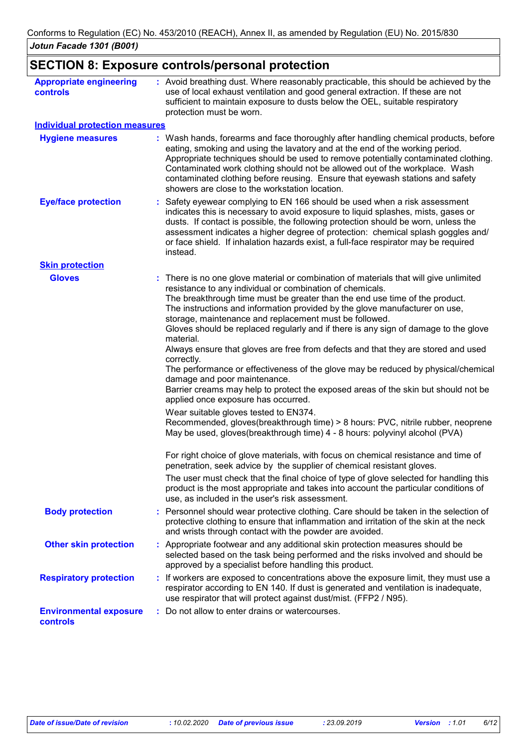Conforms to Regulation (EC) No. 453/2010 (REACH), Annex II, as amended by Regulation (EU) No. 2015/830

*Jotun Facade 1301 (B001)*

## SECTION 8: Exposure controls/personal protection

**Appropriate engineering controls** : Avoid breathing dust. Where reasonably practicable, this should be achieved by the use of local exhaust ventilation and good general extraction. If these are not sufficient to maintain exposure to dusts below the OEL, suitable respiratory protection must be worn.

### Individual protection measures

**Hygiene measures** : Wash hands, forearms and face thoroughly after handling chemical products, before eating, smoking and using the lavatory and at the end of the working period. Appropriate techniques should be used to remove potentially contaminated clothing. Contaminated work clothing should not be allowed out of the workplace. Wash contaminated clothing before reusing. Ensure that eyewash stations and safety showers are close to the workstation location.

**Eye/face protection** : Safety eyewear complying to EN 166 should be used when a risk assessment indicates this is necessary to avoid exposure to liquid splashes, mists, gases or dusts. If contact is possible, the following protection should be worn, unless the assessment indicates a higher degree of protection: chemical splash goggles and/ or face shield. If inhalation hazards exist, a full-face respirator may be required instead.

#### Skin protection

**Gloves** : There is no one glove material or combination of materials that will give unlimited resistance to any individual or combination of chemicals.
The breakthrough time must be greater than the end use time of the product.
The instructions and information provided by the glove manufacturer on use, storage, maintenance and replacement must be followed.
Gloves should be replaced regularly and if there is any sign of damage to the glove material.
Always ensure that gloves are free from defects and that they are stored and used correctly.
The performance or effectiveness of the glove may be reduced by physical/chemical damage and poor maintenance.
Barrier creams may help to protect the exposed areas of the skin but should not be applied once exposure has occurred.

Wear suitable gloves tested to EN374.
Recommended, gloves(breakthrough time) > 8 hours: PVC, nitrile rubber, neoprene
May be used, gloves(breakthrough time) 4 - 8 hours: polyvinyl alcohol (PVA)

For right choice of glove materials, with focus on chemical resistance and time of penetration, seek advice by the supplier of chemical resistant gloves.

The user must check that the final choice of type of glove selected for handling this product is the most appropriate and takes into account the particular conditions of use, as included in the user's risk assessment.

**Body protection** : Personnel should wear protective clothing. Care should be taken in the selection of protective clothing to ensure that inflammation and irritation of the skin at the neck and wrists through contact with the powder are avoided.

**Other skin protection** : Appropriate footwear and any additional skin protection measures should be selected based on the task being performed and the risks involved and should be approved by a specialist before handling this product.

**Respiratory protection** : If workers are exposed to concentrations above the exposure limit, they must use a respirator according to EN 140. If dust is generated and ventilation is inadequate, use respirator that will protect against dust/mist. (FFP2 / N95).

**Environmental exposure controls** : Do not allow to enter drains or watercourses.

*Date of issue/Date of revision* : 10.02.2020 *Date of previous issue* : 23.09.2019 *Version* : 1.01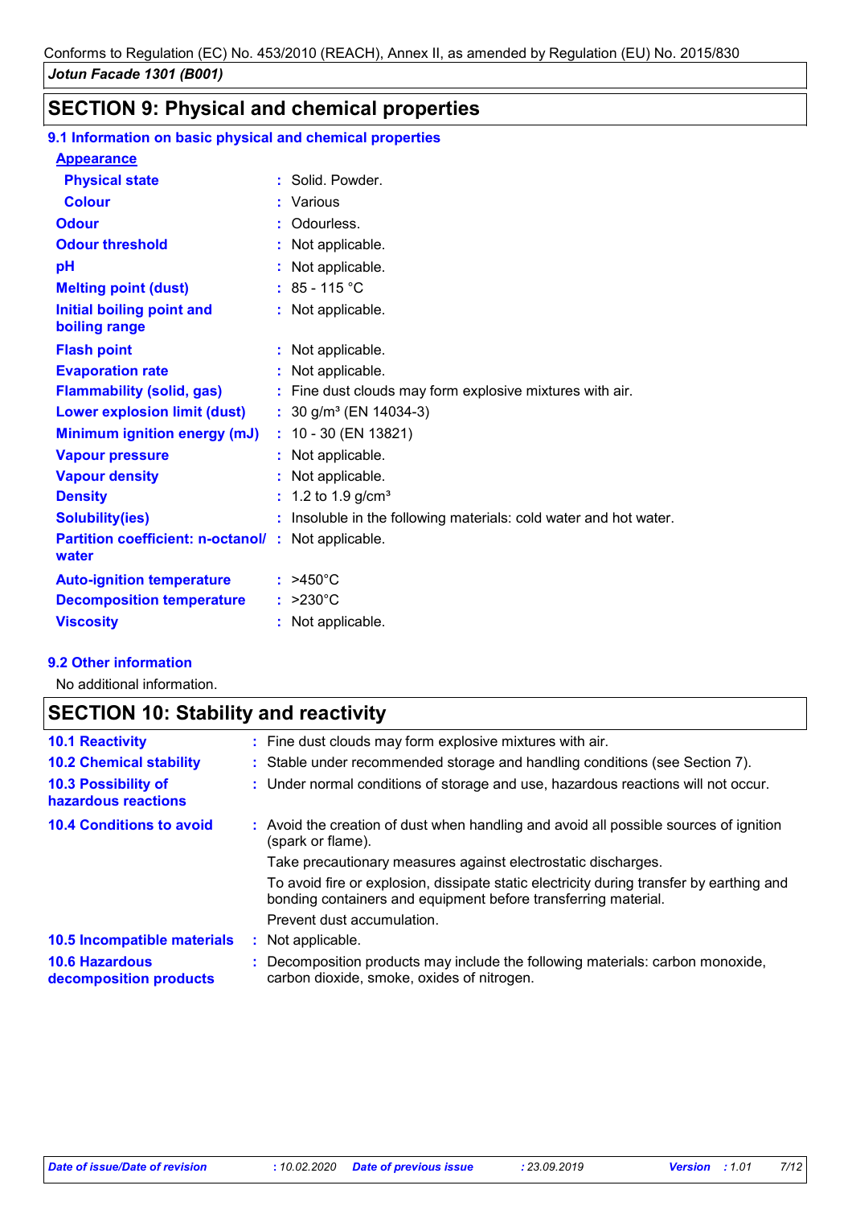## SECTION 9: Physical and chemical properties

### 9.1 Information on basic physical and chemical properties

**Appearance**

| | | |
|---|---|---|
| **Physical state** | : | Solid. Powder. |
| **Colour** | : | Various |
| **Odour** | : | Odourless. |
| **Odour threshold** | : | Not applicable. |
| **pH** | : | Not applicable. |
| **Melting point (dust)** | : | 85 - 115 °C |
| **Initial boiling point and boiling range** | : | Not applicable. |
| **Flash point** | : | Not applicable. |
| **Evaporation rate** | : | Not applicable. |
| **Flammability (solid, gas)** | : | Fine dust clouds may form explosive mixtures with air. |
| **Lower explosion limit (dust)** | : | 30 g/m³ (EN 14034-3) |
| **Minimum ignition energy (mJ)** | : | 10 - 30 (EN 13821) |
| **Vapour pressure** | : | Not applicable. |
| **Vapour density** | : | Not applicable. |
| **Density** | : | 1.2 to 1.9 g/cm³ |
| **Solubility(ies)** | : | Insoluble in the following materials: cold water and hot water. |
| **Partition coefficient: n-octanol/ water** | : | Not applicable. |
| **Auto-ignition temperature** | : | >450°C |
| **Decomposition temperature** | : | >230°C |
| **Viscosity** | : | Not applicable. |

### 9.2 Other information

No additional information.

## SECTION 10: Stability and reactivity

| | | |
|---|---|---|
| **10.1 Reactivity** | : | Fine dust clouds may form explosive mixtures with air. |
| **10.2 Chemical stability** | : | Stable under recommended storage and handling conditions (see Section 7). |
| **10.3 Possibility of hazardous reactions** | : | Under normal conditions of storage and use, hazardous reactions will not occur. |
| **10.4 Conditions to avoid** | : | Avoid the creation of dust when handling and avoid all possible sources of ignition (spark or flame). Take precautionary measures against electrostatic discharges. To avoid fire or explosion, dissipate static electricity during transfer by earthing and bonding containers and equipment before transferring material. Prevent dust accumulation. |
| **10.5 Incompatible materials** | : | Not applicable. |
| **10.6 Hazardous decomposition products** | : | Decomposition products may include the following materials: carbon monoxide, carbon dioxide, smoke, oxides of nitrogen. |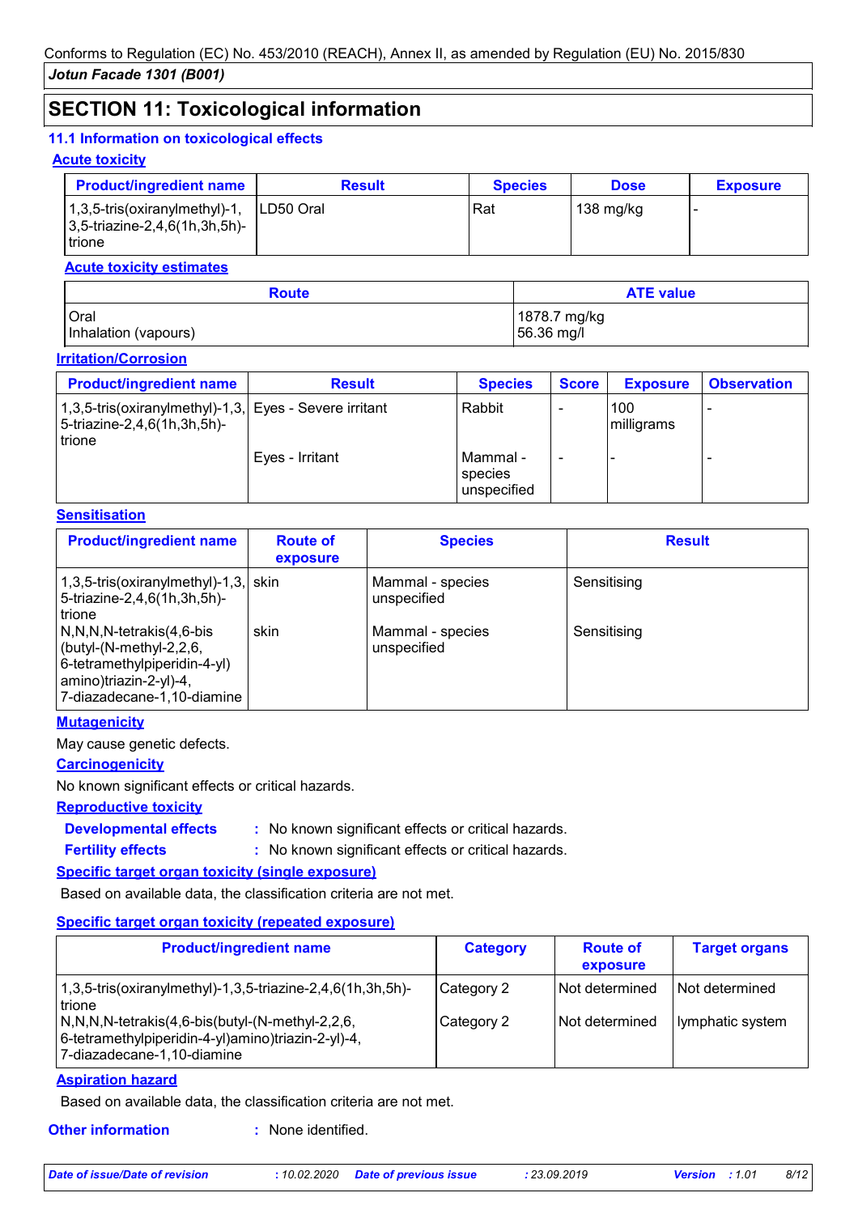## SECTION 11: Toxicological information

### 11.1 Information on toxicological effects

**Acute toxicity**

| Product/ingredient name | Result | Species | Dose | Exposure |
|---|---|---|---|---|
| 1,3,5-tris(oxiranylmethyl)-1,3,5-triazine-2,4,6(1h,3h,5h)-trione | LD50 Oral | Rat | 138 mg/kg | - |

**Acute toxicity estimates**

| Route | ATE value |
|---|---|
| Oral | 1878.7 mg/kg |
| Inhalation (vapours) | 56.36 mg/l |

**Irritation/Corrosion**

| Product/ingredient name | Result | Species | Score | Exposure | Observation |
|---|---|---|---|---|---|
| 1,3,5-tris(oxiranylmethyl)-1,3,5-triazine-2,4,6(1h,3h,5h)-trione | Eyes - Severe irritant | Rabbit | - | 100 milligrams | - |
| | Eyes - Irritant | Mammal - species unspecified | - | - | - |

**Sensitisation**

| Product/ingredient name | Route of exposure | Species | Result |
|---|---|---|---|
| 1,3,5-tris(oxiranylmethyl)-1,3,5-triazine-2,4,6(1h,3h,5h)-trione | skin | Mammal - species unspecified | Sensitising |
| N,N,N,N-tetrakis(4,6-bis(butyl-(N-methyl-2,2,6,6-tetramethylpiperidin-4-yl)amino)triazin-2-yl)-4,7-diazadecane-1,10-diamine | skin | Mammal - species unspecified | Sensitising |

**Mutagenicity**

May cause genetic defects.

**Carcinogenicity**

No known significant effects or critical hazards.

**Reproductive toxicity**

**Developmental effects** : No known significant effects or critical hazards.

**Fertility effects** : No known significant effects or critical hazards.

**Specific target organ toxicity (single exposure)**

Based on available data, the classification criteria are not met.

**Specific target organ toxicity (repeated exposure)**

| Product/ingredient name | Category | Route of exposure | Target organs |
|---|---|---|---|
| 1,3,5-tris(oxiranylmethyl)-1,3,5-triazine-2,4,6(1h,3h,5h)-trione | Category 2 | Not determined | Not determined |
| N,N,N,N-tetrakis(4,6-bis(butyl-(N-methyl-2,2,6,6-tetramethylpiperidin-4-yl)amino)triazin-2-yl)-4,7-diazadecane-1,10-diamine | Category 2 | Not determined | lymphatic system |

**Aspiration hazard**

Based on available data, the classification criteria are not met.

**Other information** : None identified.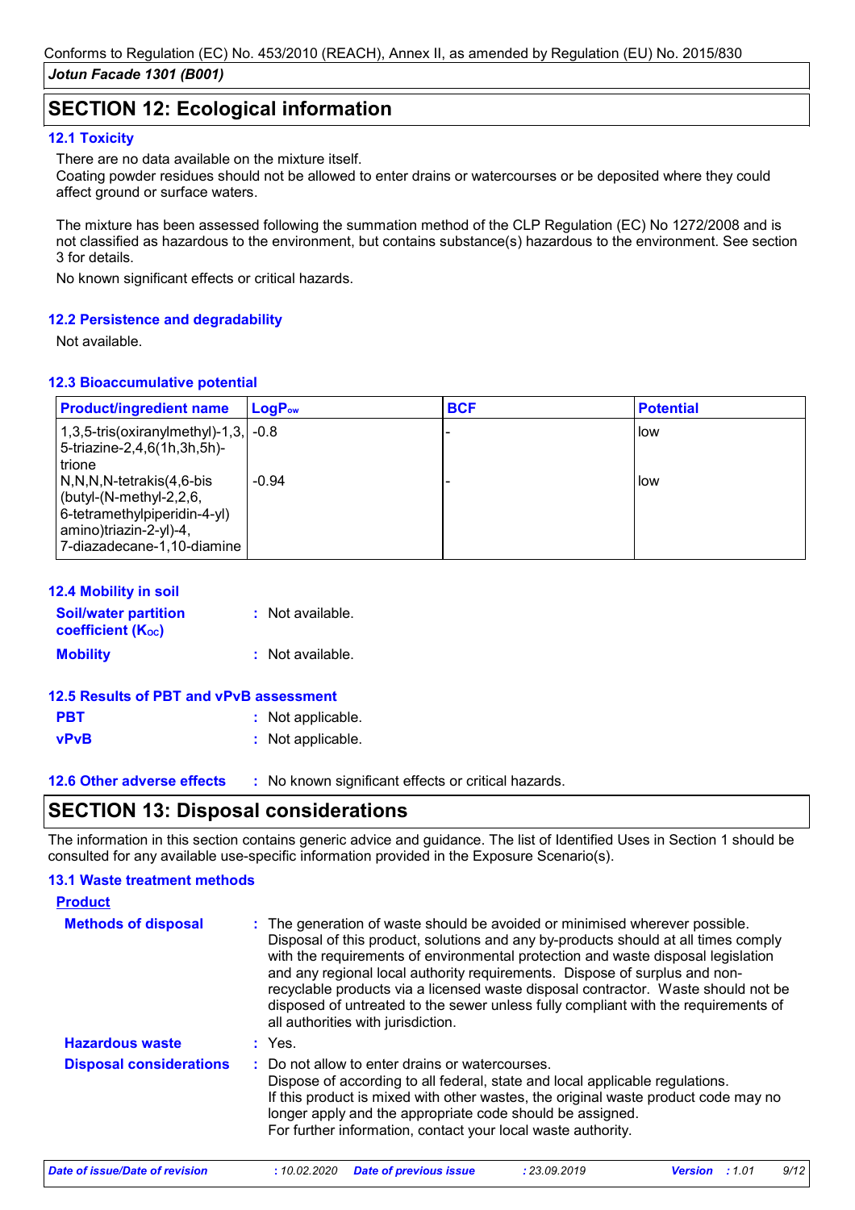## SECTION 12: Ecological information

### 12.1 Toxicity

There are no data available on the mixture itself.
Coating powder residues should not be allowed to enter drains or watercourses or be deposited where they could affect ground or surface waters.

The mixture has been assessed following the summation method of the CLP Regulation (EC) No 1272/2008 and is not classified as hazardous to the environment, but contains substance(s) hazardous to the environment. See section 3 for details.

No known significant effects or critical hazards.

### 12.2 Persistence and degradability

Not available.

### 12.3 Bioaccumulative potential

| Product/ingredient name | $LogP_{ow}$ | BCF | Potential |
|---|---|---|---|
| 1,3,5-tris(oxiranylmethyl)-1,3,5-triazine-2,4,6(1h,3h,5h)-trione | -0.8 | - | low |
| N,N,N,N-tetrakis(4,6-bis(butyl-(N-methyl-2,2,6,6-tetramethylpiperidin-4-yl)amino)triazin-2-yl)-4,7-diazadecane-1,10-diamine | -0.94 | - | low |

### 12.4 Mobility in soil

**Soil/water partition coefficient ($K_{OC}$)** : Not available.

**Mobility** : Not available.

### 12.5 Results of PBT and vPvB assessment

**PBT** : Not applicable.

**vPvB** : Not applicable.

### 12.6 Other adverse effects

: No known significant effects or critical hazards.

## SECTION 13: Disposal considerations

The information in this section contains generic advice and guidance. The list of Identified Uses in Section 1 should be consulted for any available use-specific information provided in the Exposure Scenario(s).

### 13.1 Waste treatment methods

**Product**

**Methods of disposal** : The generation of waste should be avoided or minimised wherever possible. Disposal of this product, solutions and any by-products should at all times comply with the requirements of environmental protection and waste disposal legislation and any regional local authority requirements. Dispose of surplus and non-recyclable products via a licensed waste disposal contractor. Waste should not be disposed of untreated to the sewer unless fully compliant with the requirements of all authorities with jurisdiction.

**Hazardous waste** : Yes.

**Disposal considerations** : Do not allow to enter drains or watercourses.
Dispose of according to all federal, state and local applicable regulations.
If this product is mixed with other wastes, the original waste product code may no longer apply and the appropriate code should be assigned.
For further information, contact your local waste authority.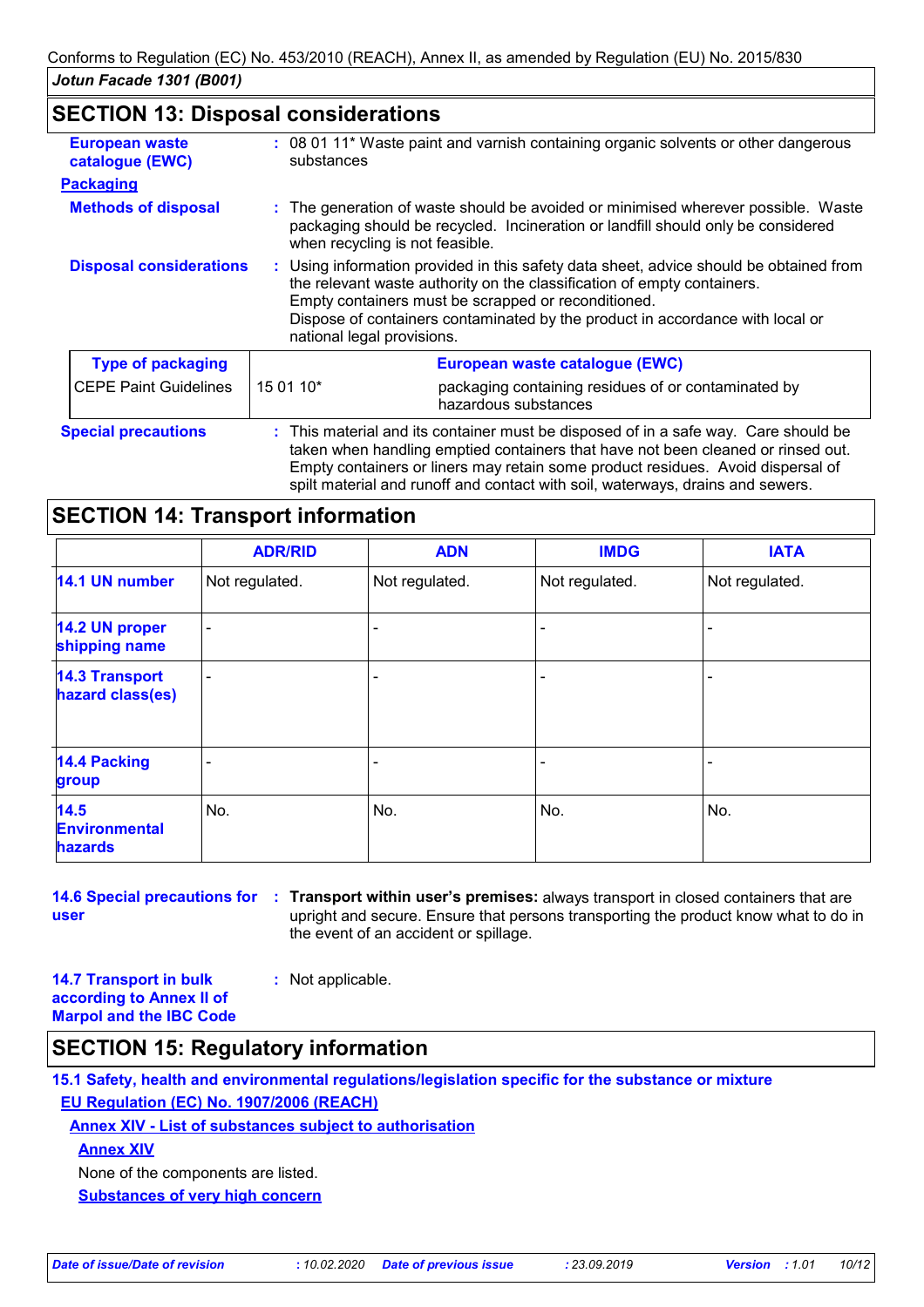## SECTION 13: Disposal considerations

**European waste catalogue (EWC)** : 08 01 11* Waste paint and varnish containing organic solvents or other dangerous substances

**Packaging**

**Methods of disposal** : The generation of waste should be avoided or minimised wherever possible. Waste packaging should be recycled. Incineration or landfill should only be considered when recycling is not feasible.

**Disposal considerations** : Using information provided in this safety data sheet, advice should be obtained from the relevant waste authority on the classification of empty containers.
Empty containers must be scrapped or reconditioned.
Dispose of containers contaminated by the product in accordance with local or national legal provisions.

| Type of packaging | European waste catalogue (EWC) | |
|---|---|---|
| CEPE Paint Guidelines | 15 01 10* | packaging containing residues of or contaminated by hazardous substances |

**Special precautions** : This material and its container must be disposed of in a safe way. Care should be taken when handling emptied containers that have not been cleaned or rinsed out. Empty containers or liners may retain some product residues. Avoid dispersal of spilt material and runoff and contact with soil, waterways, drains and sewers.

## SECTION 14: Transport information

| | ADR/RID | ADN | IMDG | IATA |
|---|---|---|---|---|
| 14.1 UN number | Not regulated. | Not regulated. | Not regulated. | Not regulated. |
| 14.2 UN proper shipping name | - | - | - | - |
| 14.3 Transport hazard class(es) | - | - | - | - |
| 14.4 Packing group | - | - | - | - |
| 14.5 Environmental hazards | No. | No. | No. | No. |

**14.6 Special precautions for user** : **Transport within user's premises:** always transport in closed containers that are upright and secure. Ensure that persons transporting the product know what to do in the event of an accident or spillage.

**14.7 Transport in bulk according to Annex II of Marpol and the IBC Code** : Not applicable.

## SECTION 15: Regulatory information

**15.1 Safety, health and environmental regulations/legislation specific for the substance or mixture**

**EU Regulation (EC) No. 1907/2006 (REACH)**

**Annex XIV - List of substances subject to authorisation**

**Annex XIV**

None of the components are listed.

**Substances of very high concern**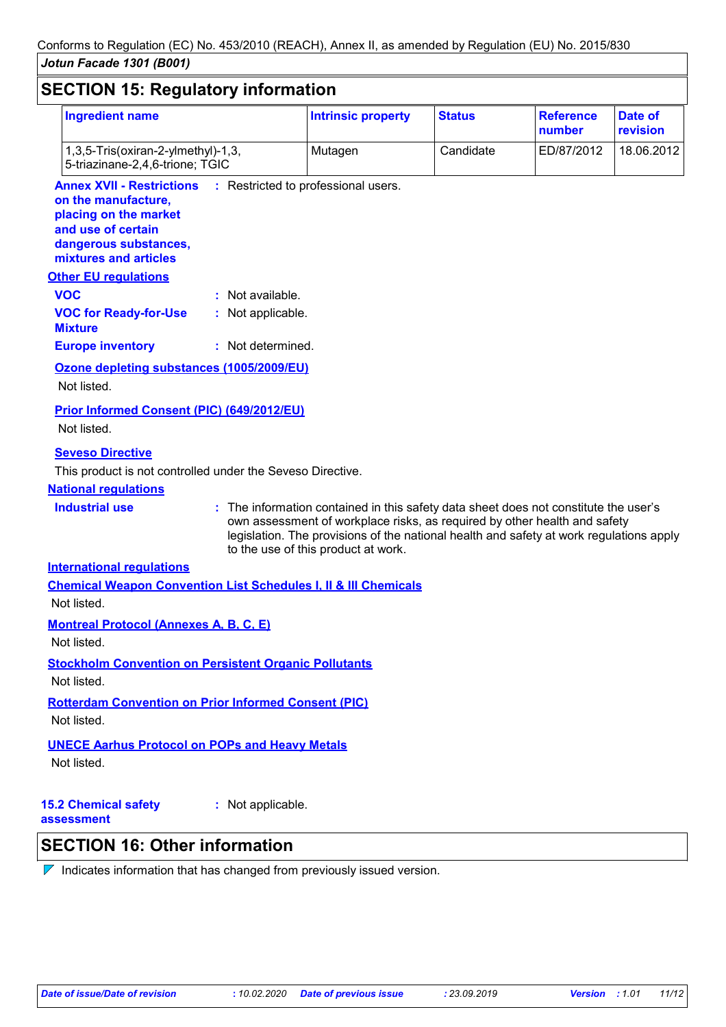## SECTION 15: Regulatory information

| Ingredient name | Intrinsic property | Status | Reference number | Date of revision |
|---|---|---|---|---|
| 1,3,5-Tris(oxiran-2-ylmethyl)-1,3,5-triazinane-2,4,6-trione; TGIC | Mutagen | Candidate | ED/87/2012 | 18.06.2012 |

**Annex XVII - Restrictions on the manufacture, placing on the market and use of certain dangerous substances, mixtures and articles** : Restricted to professional users.

**Other EU regulations**

**VOC** : Not available.

**VOC for Ready-for-Use Mixture** : Not applicable.

**Europe inventory** : Not determined.

**Ozone depleting substances (1005/2009/EU)**

Not listed.

**Prior Informed Consent (PIC) (649/2012/EU)**

Not listed.

**Seveso Directive**

This product is not controlled under the Seveso Directive.

**National regulations**

**Industrial use** : The information contained in this safety data sheet does not constitute the user's own assessment of workplace risks, as required by other health and safety legislation. The provisions of the national health and safety at work regulations apply to the use of this product at work.

**International regulations**

**Chemical Weapon Convention List Schedules I, II & III Chemicals**

Not listed.

**Montreal Protocol (Annexes A, B, C, E)**

Not listed.

**Stockholm Convention on Persistent Organic Pollutants**

Not listed.

**Rotterdam Convention on Prior Informed Consent (PIC)**

Not listed.

**UNECE Aarhus Protocol on POPs and Heavy Metals**

Not listed.

**15.2 Chemical safety assessment** : Not applicable.

## SECTION 16: Other information

Indicates information that has changed from previously issued version.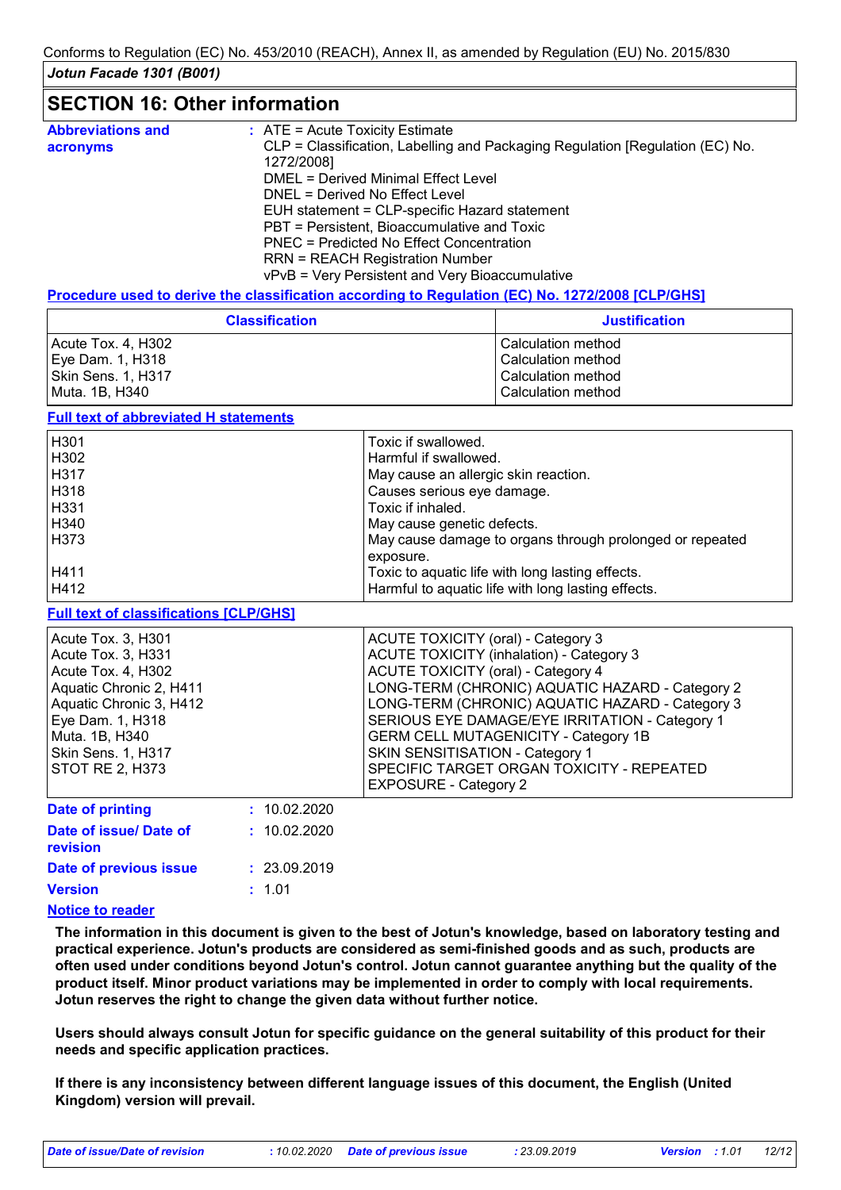## SECTION 16: Other information

**Abbreviations and acronyms** :
ATE = Acute Toxicity Estimate
CLP = Classification, Labelling and Packaging Regulation [Regulation (EC) No. 1272/2008]
DMEL = Derived Minimal Effect Level
DNEL = Derived No Effect Level
EUH statement = CLP-specific Hazard statement
PBT = Persistent, Bioaccumulative and Toxic
PNEC = Predicted No Effect Concentration
RRN = REACH Registration Number
vPvB = Very Persistent and Very Bioaccumulative

**Procedure used to derive the classification according to Regulation (EC) No. 1272/2008 [CLP/GHS]**

| Classification | Justification |
|---|---|
| Acute Tox. 4, H302 | Calculation method |
| Eye Dam. 1, H318 | Calculation method |
| Skin Sens. 1, H317 | Calculation method |
| Muta. 1B, H340 | Calculation method |

**Full text of abbreviated H statements**

| | |
|---|---|
| H301 | Toxic if swallowed. |
| H302 | Harmful if swallowed. |
| H317 | May cause an allergic skin reaction. |
| H318 | Causes serious eye damage. |
| H331 | Toxic if inhaled. |
| H340 | May cause genetic defects. |
| H373 | May cause damage to organs through prolonged or repeated exposure. |
| H411 | Toxic to aquatic life with long lasting effects. |
| H412 | Harmful to aquatic life with long lasting effects. |

**Full text of classifications [CLP/GHS]**

| | |
|---|---|
| Acute Tox. 3, H301 | ACUTE TOXICITY (oral) - Category 3 |
| Acute Tox. 3, H331 | ACUTE TOXICITY (inhalation) - Category 3 |
| Acute Tox. 4, H302 | ACUTE TOXICITY (oral) - Category 4 |
| Aquatic Chronic 2, H411 | LONG-TERM (CHRONIC) AQUATIC HAZARD - Category 2 |
| Aquatic Chronic 3, H412 | LONG-TERM (CHRONIC) AQUATIC HAZARD - Category 3 |
| Eye Dam. 1, H318 | SERIOUS EYE DAMAGE/EYE IRRITATION - Category 1 |
| Muta. 1B, H340 | GERM CELL MUTAGENICITY - Category 1B |
| Skin Sens. 1, H317 | SKIN SENSITISATION - Category 1 |
| STOT RE 2, H373 | SPECIFIC TARGET ORGAN TOXICITY - REPEATED EXPOSURE - Category 2 |

**Date of printing** : 10.02.2020

**Date of issue/ Date of revision** : 10.02.2020

**Date of previous issue** : 23.09.2019

**Version** : 1.01

**Notice to reader**

**The information in this document is given to the best of Jotun's knowledge, based on laboratory testing and practical experience. Jotun's products are considered as semi-finished goods and as such, products are often used under conditions beyond Jotun's control. Jotun cannot guarantee anything but the quality of the product itself. Minor product variations may be implemented in order to comply with local requirements. Jotun reserves the right to change the given data without further notice.**

**Users should always consult Jotun for specific guidance on the general suitability of this product for their needs and specific application practices.**

**If there is any inconsistency between different language issues of this document, the English (United Kingdom) version will prevail.**